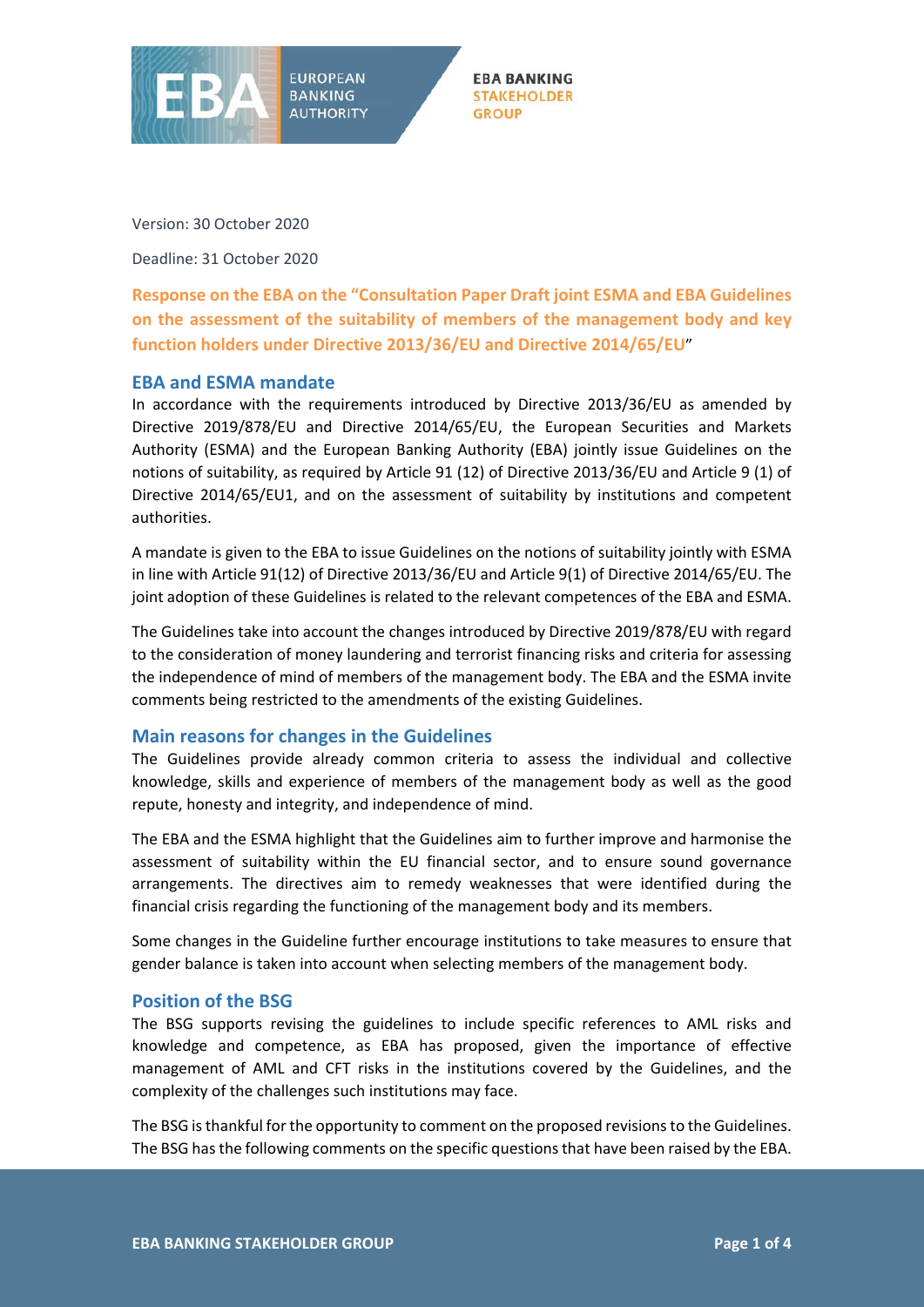Version: 30 October 2020

Deadline: 31 October 2020

## Response on the EBA on the "Consultation Paper Draft joint ESMA and EBA Guidelines on the assessment of the suitability of members of the management body and key function holders under Directive 2013/36/EU and Directive 2014/65/EU"

### EBA and ESMA mandate

In accordance with the requirements introduced by Directive 2013/36/EU as amended by Directive 2019/878/EU and Directive 2014/65/EU, the European Securities and Markets Authority (ESMA) and the European Banking Authority (EBA) jointly issue Guidelines on the notions of suitability, as required by Article 91 (12) of Directive 2013/36/EU and Article 9 (1) of Directive 2014/65/EU1, and on the assessment of suitability by institutions and competent authorities.

A mandate is given to the EBA to issue Guidelines on the notions of suitability jointly with ESMA in line with Article 91(12) of Directive 2013/36/EU and Article 9(1) of Directive 2014/65/EU. The joint adoption of these Guidelines is related to the relevant competences of the EBA and ESMA.

The Guidelines take into account the changes introduced by Directive 2019/878/EU with regard to the consideration of money laundering and terrorist financing risks and criteria for assessing the independence of mind of members of the management body. The EBA and the ESMA invite comments being restricted to the amendments of the existing Guidelines.

### Main reasons for changes in the Guidelines

The Guidelines provide already common criteria to assess the individual and collective knowledge, skills and experience of members of the management body as well as the good repute, honesty and integrity, and independence of mind.

The EBA and the ESMA highlight that the Guidelines aim to further improve and harmonise the assessment of suitability within the EU financial sector, and to ensure sound governance arrangements. The directives aim to remedy weaknesses that were identified during the financial crisis regarding the functioning of the management body and its members.

Some changes in the Guideline further encourage institutions to take measures to ensure that gender balance is taken into account when selecting members of the management body.

### Position of the BSG

The BSG supports revising the guidelines to include specific references to AML risks and knowledge and competence, as EBA has proposed, given the importance of effective management of AML and CFT risks in the institutions covered by the Guidelines, and the complexity of the challenges such institutions may face.

The BSG is thankful for the opportunity to comment on the proposed revisions to the Guidelines. The BSG has the following comments on the specific questions that have been raised by the EBA.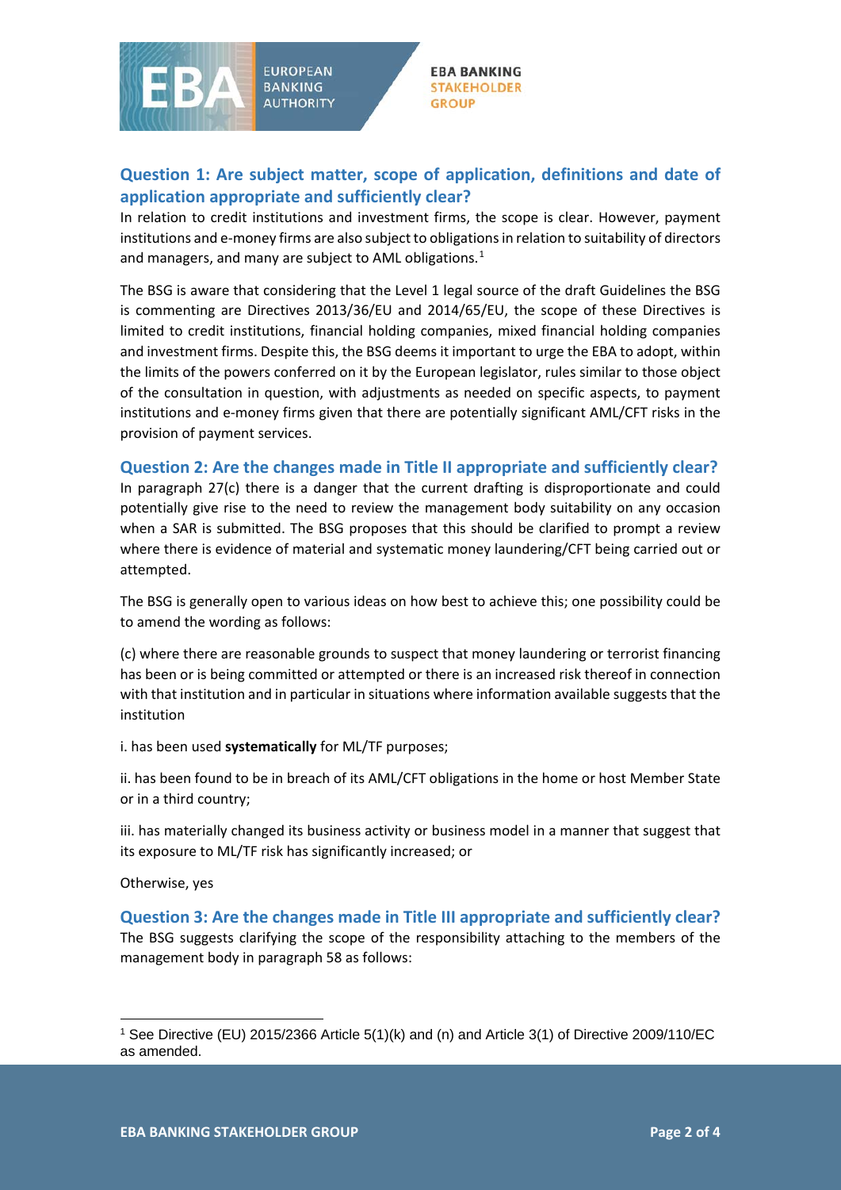## Question 1: Are subject matter, scope of application, definitions and date of application appropriate and sufficiently clear?

In relation to credit institutions and investment firms, the scope is clear. However, payment institutions and e-money firms are also subject to obligations in relation to suitability of directors and managers, and many are subject to AML obligations.[1]

The BSG is aware that considering that the Level 1 legal source of the draft Guidelines the BSG is commenting are Directives 2013/36/EU and 2014/65/EU, the scope of these Directives is limited to credit institutions, financial holding companies, mixed financial holding companies and investment firms. Despite this, the BSG deems it important to urge the EBA to adopt, within the limits of the powers conferred on it by the European legislator, rules similar to those object of the consultation in question, with adjustments as needed on specific aspects, to payment institutions and e-money firms given that there are potentially significant AML/CFT risks in the provision of payment services.

## Question 2: Are the changes made in Title II appropriate and sufficiently clear?

In paragraph 27(c) there is a danger that the current drafting is disproportionate and could potentially give rise to the need to review the management body suitability on any occasion when a SAR is submitted. The BSG proposes that this should be clarified to prompt a review where there is evidence of material and systematic money laundering/CFT being carried out or attempted.

The BSG is generally open to various ideas on how best to achieve this; one possibility could be to amend the wording as follows:

(c) where there are reasonable grounds to suspect that money laundering or terrorist financing has been or is being committed or attempted or there is an increased risk thereof in connection with that institution and in particular in situations where information available suggests that the institution

i. has been used **systematically** for ML/TF purposes;

ii. has been found to be in breach of its AML/CFT obligations in the home or host Member State or in a third country;

iii. has materially changed its business activity or business model in a manner that suggest that its exposure to ML/TF risk has significantly increased; or

Otherwise, yes

## Question 3: Are the changes made in Title III appropriate and sufficiently clear?

The BSG suggests clarifying the scope of the responsibility attaching to the members of the management body in paragraph 58 as follows:

[1] See Directive (EU) 2015/2366 Article 5(1)(k) and (n) and Article 3(1) of Directive 2009/110/EC as amended.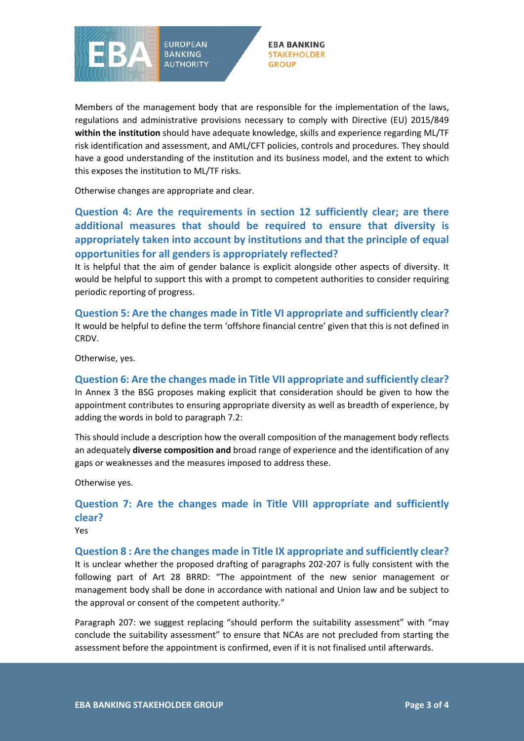Members of the management body that are responsible for the implementation of the laws, regulations and administrative provisions necessary to comply with Directive (EU) 2015/849 **within the institution** should have adequate knowledge, skills and experience regarding ML/TF risk identification and assessment, and AML/CFT policies, controls and procedures. They should have a good understanding of the institution and its business model, and the extent to which this exposes the institution to ML/TF risks.

Otherwise changes are appropriate and clear.

### Question 4: Are the requirements in section 12 sufficiently clear; are there additional measures that should be required to ensure that diversity is appropriately taken into account by institutions and that the principle of equal opportunities for all genders is appropriately reflected?

It is helpful that the aim of gender balance is explicit alongside other aspects of diversity. It would be helpful to support this with a prompt to competent authorities to consider requiring periodic reporting of progress.

### Question 5: Are the changes made in Title VI appropriate and sufficiently clear?

It would be helpful to define the term 'offshore financial centre' given that this is not defined in CRDV.

Otherwise, yes.

### Question 6: Are the changes made in Title VII appropriate and sufficiently clear?

In Annex 3 the BSG proposes making explicit that consideration should be given to how the appointment contributes to ensuring appropriate diversity as well as breadth of experience, by adding the words in bold to paragraph 7.2:

This should include a description how the overall composition of the management body reflects an adequately **diverse composition and** broad range of experience and the identification of any gaps or weaknesses and the measures imposed to address these.

Otherwise yes.

### Question 7: Are the changes made in Title VIII appropriate and sufficiently clear?

Yes

### Question 8 : Are the changes made in Title IX appropriate and sufficiently clear?

It is unclear whether the proposed drafting of paragraphs 202-207 is fully consistent with the following part of Art 28 BRRD: "The appointment of the new senior management or management body shall be done in accordance with national and Union law and be subject to the approval or consent of the competent authority."

Paragraph 207: we suggest replacing "should perform the suitability assessment" with "may conclude the suitability assessment" to ensure that NCAs are not precluded from starting the assessment before the appointment is confirmed, even if it is not finalised until afterwards.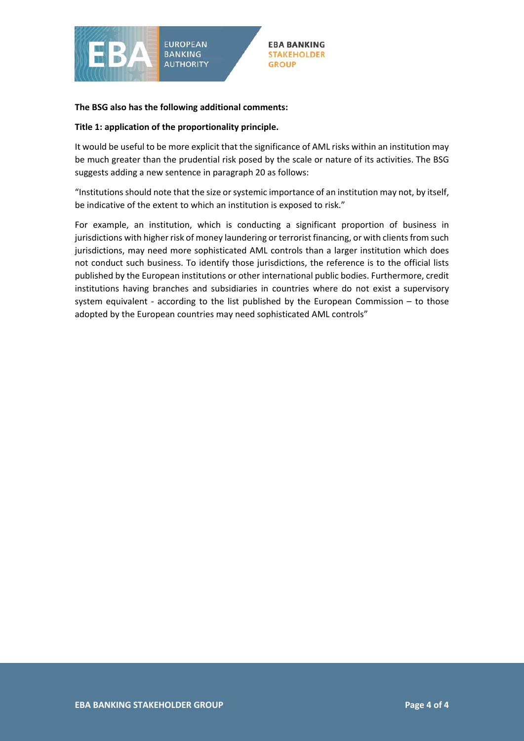**The BSG also has the following additional comments:**

**Title 1: application of the proportionality principle.**

It would be useful to be more explicit that the significance of AML risks within an institution may be much greater than the prudential risk posed by the scale or nature of its activities. The BSG suggests adding a new sentence in paragraph 20 as follows:

"Institutions should note that the size or systemic importance of an institution may not, by itself, be indicative of the extent to which an institution is exposed to risk."

For example, an institution, which is conducting a significant proportion of business in jurisdictions with higher risk of money laundering or terrorist financing, or with clients from such jurisdictions, may need more sophisticated AML controls than a larger institution which does not conduct such business. To identify those jurisdictions, the reference is to the official lists published by the European institutions or other international public bodies. Furthermore, credit institutions having branches and subsidiaries in countries where do not exist a supervisory system equivalent - according to the list published by the European Commission – to those adopted by the European countries may need sophisticated AML controls"